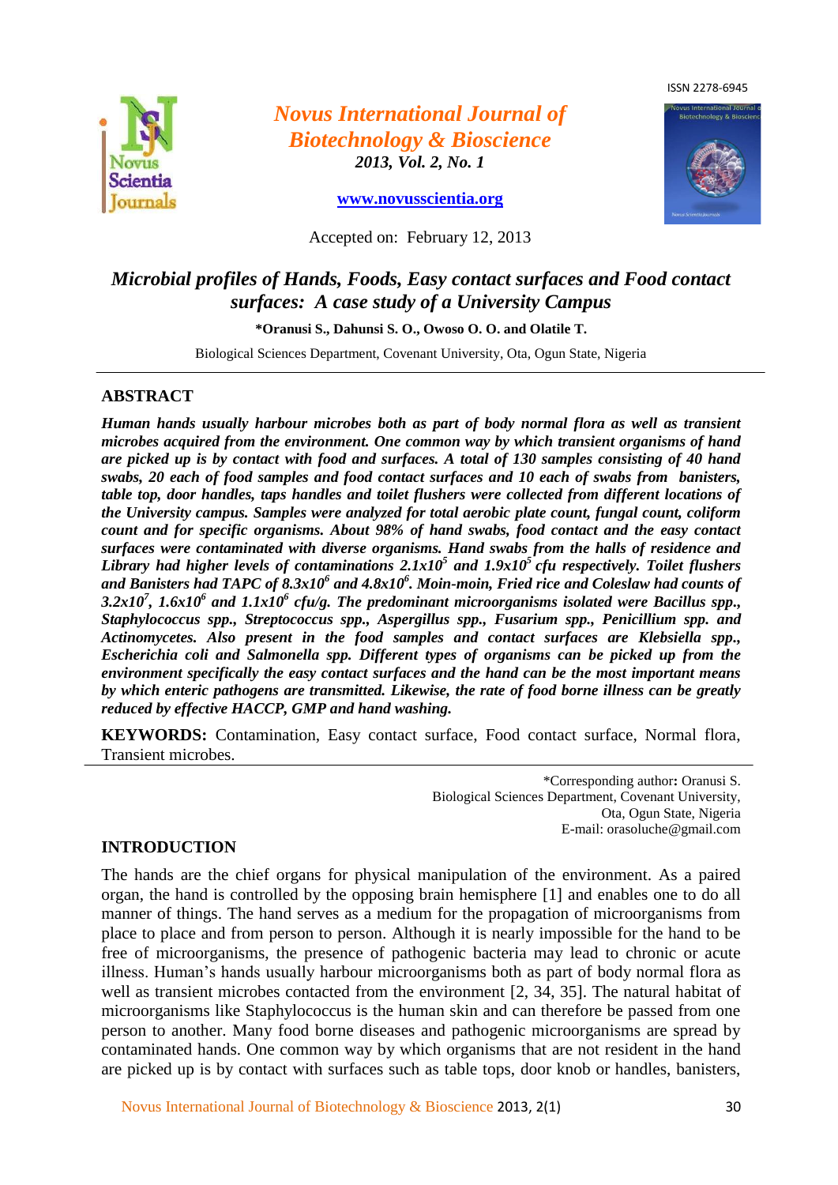ISSN 2278-6945

# Novus International Journal of Biotechnology & Bioscience

*2013, Vol. 2, No. 1*

www.novusscientia.org

Accepted on: February 12, 2013

## *Microbial profiles of Hands, Foods, Easy contact surfaces and Food contact surfaces: A case study of a University Campus*

**\*Oranusi S., Dahunsi S. O., Owoso O. O. and Olatile T.**

Biological Sciences Department, Covenant University, Ota, Ogun State, Nigeria

## ABSTRACT

***Human hands usually harbour microbes both as part of body normal flora as well as transient microbes acquired from the environment. One common way by which transient organisms of hand are picked up is by contact with food and surfaces. A total of 130 samples consisting of 40 hand swabs, 20 each of food samples and food contact surfaces and 10 each of swabs from banisters, table top, door handles, taps handles and toilet flushers were collected from different locations of the University campus. Samples were analyzed for total aerobic plate count, fungal count, coliform count and for specific organisms. About 98% of hand swabs, food contact and the easy contact surfaces were contaminated with diverse organisms. Hand swabs from the halls of residence and Library had higher levels of contaminations $2.1x10^5$ and $1.9x10^5$ cfu respectively. Toilet flushers and Banisters had TAPC of $8.3x10^6$ and $4.8x10^6$. Moin-moin, Fried rice and Coleslaw had counts of $3.2x10^7$, $1.6x10^6$ and $1.1x10^6$ cfu/g. The predominant microorganisms isolated were Bacillus spp., Staphylococcus spp., Streptococcus spp., Aspergillus spp., Fusarium spp., Penicillium spp. and Actinomycetes. Also present in the food samples and contact surfaces are Klebsiella spp., Escherichia coli and Salmonella spp. Different types of organisms can be picked up from the environment specifically the easy contact surfaces and the hand can be the most important means by which enteric pathogens are transmitted. Likewise, the rate of food borne illness can be greatly reduced by effective HACCP, GMP and hand washing.***

**KEYWORDS:** Contamination, Easy contact surface, Food contact surface, Normal flora, Transient microbes.

\*Corresponding author**:** Oranusi S.
Biological Sciences Department, Covenant University,
Ota, Ogun State, Nigeria
E-mail: orasoluche@gmail.com

## INTRODUCTION

The hands are the chief organs for physical manipulation of the environment. As a paired organ, the hand is controlled by the opposing brain hemisphere [1] and enables one to do all manner of things. The hand serves as a medium for the propagation of microorganisms from place to place and from person to person. Although it is nearly impossible for the hand to be free of microorganisms, the presence of pathogenic bacteria may lead to chronic or acute illness. Human's hands usually harbour microorganisms both as part of body normal flora as well as transient microbes contacted from the environment [2, 34, 35]. The natural habitat of microorganisms like Staphylococcus is the human skin and can therefore be passed from one person to another. Many food borne diseases and pathogenic microorganisms are spread by contaminated hands. One common way by which organisms that are not resident in the hand are picked up is by contact with surfaces such as table tops, door knob or handles, banisters,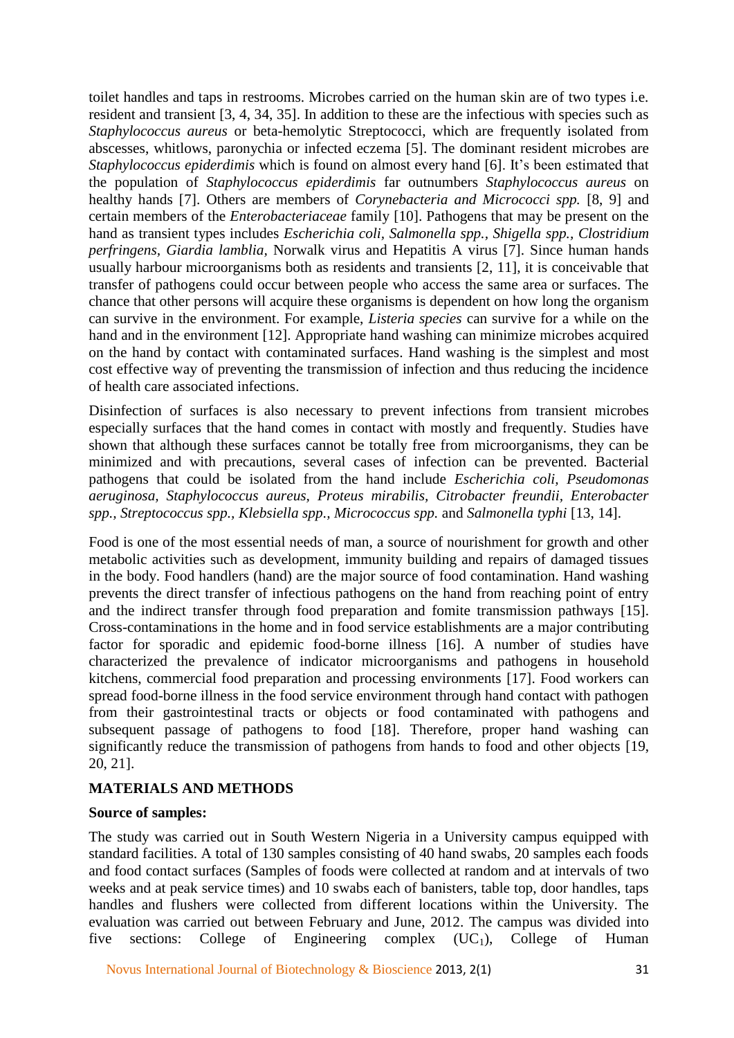toilet handles and taps in restrooms. Microbes carried on the human skin are of two types i.e. resident and transient [3, 4, 34, 35]. In addition to these are the infectious with species such as *Staphylococcus aureus* or beta-hemolytic Streptococci, which are frequently isolated from abscesses, whitlows, paronychia or infected eczema [5]. The dominant resident microbes are *Staphylococcus epiderdimis* which is found on almost every hand [6]. It's been estimated that the population of *Staphylococcus epiderdimis* far outnumbers *Staphylococcus aureus* on healthy hands [7]. Others are members of *Corynebacteria and Micrococci spp.* [8, 9] and certain members of the *Enterobacteriaceae* family [10]. Pathogens that may be present on the hand as transient types includes *Escherichia coli, Salmonella spp., Shigella spp., Clostridium perfringens, Giardia lamblia*, Norwalk virus and Hepatitis A virus [7]. Since human hands usually harbour microorganisms both as residents and transients [2, 11], it is conceivable that transfer of pathogens could occur between people who access the same area or surfaces. The chance that other persons will acquire these organisms is dependent on how long the organism can survive in the environment. For example, *Listeria species* can survive for a while on the hand and in the environment [12]. Appropriate hand washing can minimize microbes acquired on the hand by contact with contaminated surfaces. Hand washing is the simplest and most cost effective way of preventing the transmission of infection and thus reducing the incidence of health care associated infections.

Disinfection of surfaces is also necessary to prevent infections from transient microbes especially surfaces that the hand comes in contact with mostly and frequently. Studies have shown that although these surfaces cannot be totally free from microorganisms, they can be minimized and with precautions, several cases of infection can be prevented. Bacterial pathogens that could be isolated from the hand include *Escherichia coli, Pseudomonas aeruginosa, Staphylococcus aureus, Proteus mirabilis, Citrobacter freundii, Enterobacter spp., Streptococcus spp., Klebsiella spp., Micrococcus spp.* and *Salmonella typhi* [13, 14].

Food is one of the most essential needs of man, a source of nourishment for growth and other metabolic activities such as development, immunity building and repairs of damaged tissues in the body. Food handlers (hand) are the major source of food contamination. Hand washing prevents the direct transfer of infectious pathogens on the hand from reaching point of entry and the indirect transfer through food preparation and fomite transmission pathways [15]. Cross-contaminations in the home and in food service establishments are a major contributing factor for sporadic and epidemic food-borne illness [16]. A number of studies have characterized the prevalence of indicator microorganisms and pathogens in household kitchens, commercial food preparation and processing environments [17]. Food workers can spread food-borne illness in the food service environment through hand contact with pathogen from their gastrointestinal tracts or objects or food contaminated with pathogens and subsequent passage of pathogens to food [18]. Therefore, proper hand washing can significantly reduce the transmission of pathogens from hands to food and other objects [19, 20, 21].

## MATERIALS AND METHODS

### Source of samples:

The study was carried out in South Western Nigeria in a University campus equipped with standard facilities. A total of 130 samples consisting of 40 hand swabs, 20 samples each foods and food contact surfaces (Samples of foods were collected at random and at intervals of two weeks and at peak service times) and 10 swabs each of banisters, table top, door handles, taps handles and flushers were collected from different locations within the University. The evaluation was carried out between February and June, 2012. The campus was divided into five sections: College of Engineering complex ($UC_1$), College of Human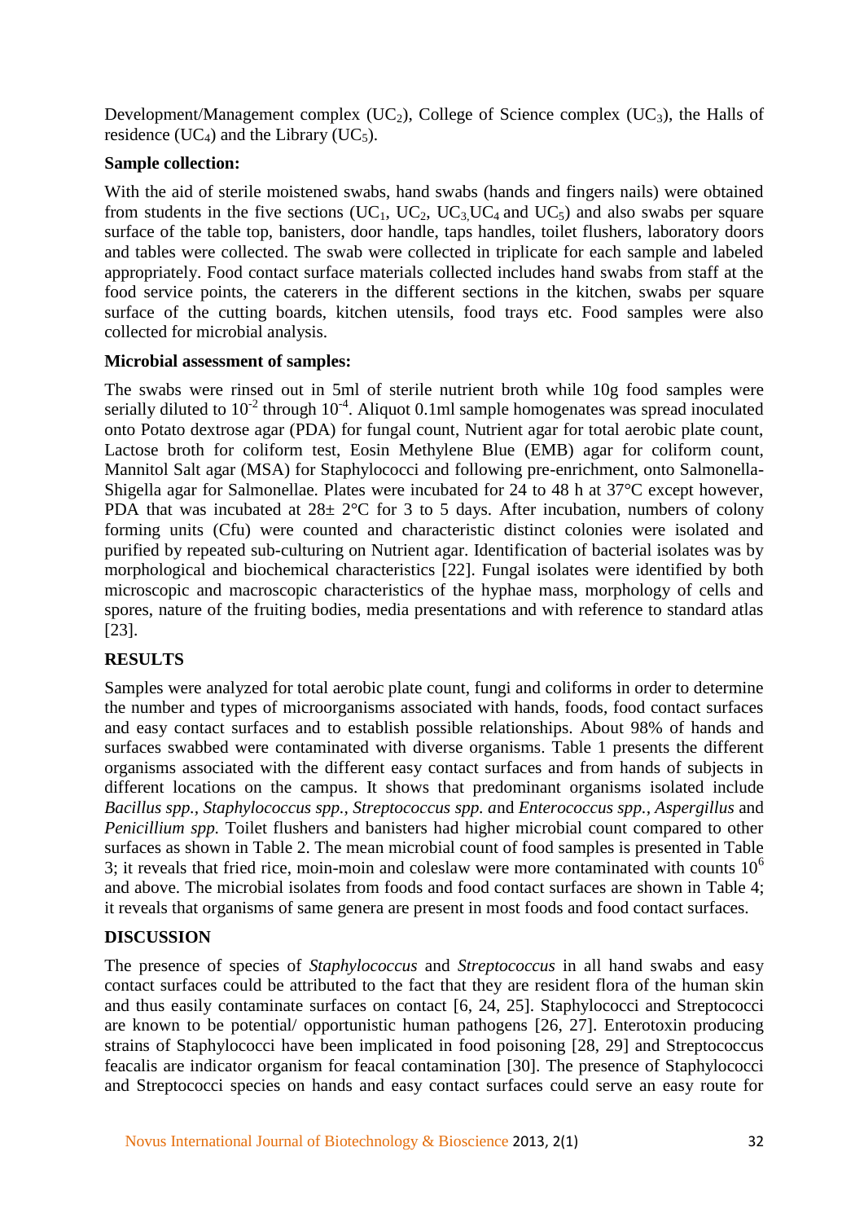Development/Management complex ($UC_2$), College of Science complex ($UC_3$), the Halls of residence ($UC_4$) and the Library ($UC_5$).

**Sample collection:**

With the aid of sterile moistened swabs, hand swabs (hands and fingers nails) were obtained from students in the five sections ($UC_1$, $UC_2$, $UC_3$, $UC_4$ and $UC_5$) and also swabs per square surface of the table top, banisters, door handle, taps handles, toilet flushers, laboratory doors and tables were collected. The swab were collected in triplicate for each sample and labeled appropriately. Food contact surface materials collected includes hand swabs from staff at the food service points, the caterers in the different sections in the kitchen, swabs per square surface of the cutting boards, kitchen utensils, food trays etc. Food samples were also collected for microbial analysis.

**Microbial assessment of samples:**

The swabs were rinsed out in 5ml of sterile nutrient broth while 10g food samples were serially diluted to $10^{-2}$ through $10^{-4}$. Aliquot 0.1ml sample homogenates was spread inoculated onto Potato dextrose agar (PDA) for fungal count, Nutrient agar for total aerobic plate count, Lactose broth for coliform test, Eosin Methylene Blue (EMB) agar for coliform count, Mannitol Salt agar (MSA) for Staphylococci and following pre-enrichment, onto Salmonella-Shigella agar for Salmonellae. Plates were incubated for 24 to 48 h at 37°C except however, PDA that was incubated at 28± 2°C for 3 to 5 days. After incubation, numbers of colony forming units (Cfu) were counted and characteristic distinct colonies were isolated and purified by repeated sub-culturing on Nutrient agar. Identification of bacterial isolates was by morphological and biochemical characteristics [22]. Fungal isolates were identified by both microscopic and macroscopic characteristics of the hyphae mass, morphology of cells and spores, nature of the fruiting bodies, media presentations and with reference to standard atlas [23].

## RESULTS

Samples were analyzed for total aerobic plate count, fungi and coliforms in order to determine the number and types of microorganisms associated with hands, foods, food contact surfaces and easy contact surfaces and to establish possible relationships. About 98% of hands and surfaces swabbed were contaminated with diverse organisms. Table 1 presents the different organisms associated with the different easy contact surfaces and from hands of subjects in different locations on the campus. It shows that predominant organisms isolated include *Bacillus spp., Staphylococcus spp., Streptococcus spp.* and *Enterococcus spp., Aspergillus* and *Penicillium spp.* Toilet flushers and banisters had higher microbial count compared to other surfaces as shown in Table 2. The mean microbial count of food samples is presented in Table 3; it reveals that fried rice, moin-moin and coleslaw were more contaminated with counts $10^6$ and above. The microbial isolates from foods and food contact surfaces are shown in Table 4; it reveals that organisms of same genera are present in most foods and food contact surfaces.

## DISCUSSION

The presence of species of *Staphylococcus* and *Streptococcus* in all hand swabs and easy contact surfaces could be attributed to the fact that they are resident flora of the human skin and thus easily contaminate surfaces on contact [6, 24, 25]. Staphylococci and Streptococci are known to be potential/ opportunistic human pathogens [26, 27]. Enterotoxin producing strains of Staphylococci have been implicated in food poisoning [28, 29] and Streptococcus feacalis are indicator organism for feacal contamination [30]. The presence of Staphylococci and Streptococci species on hands and easy contact surfaces could serve an easy route for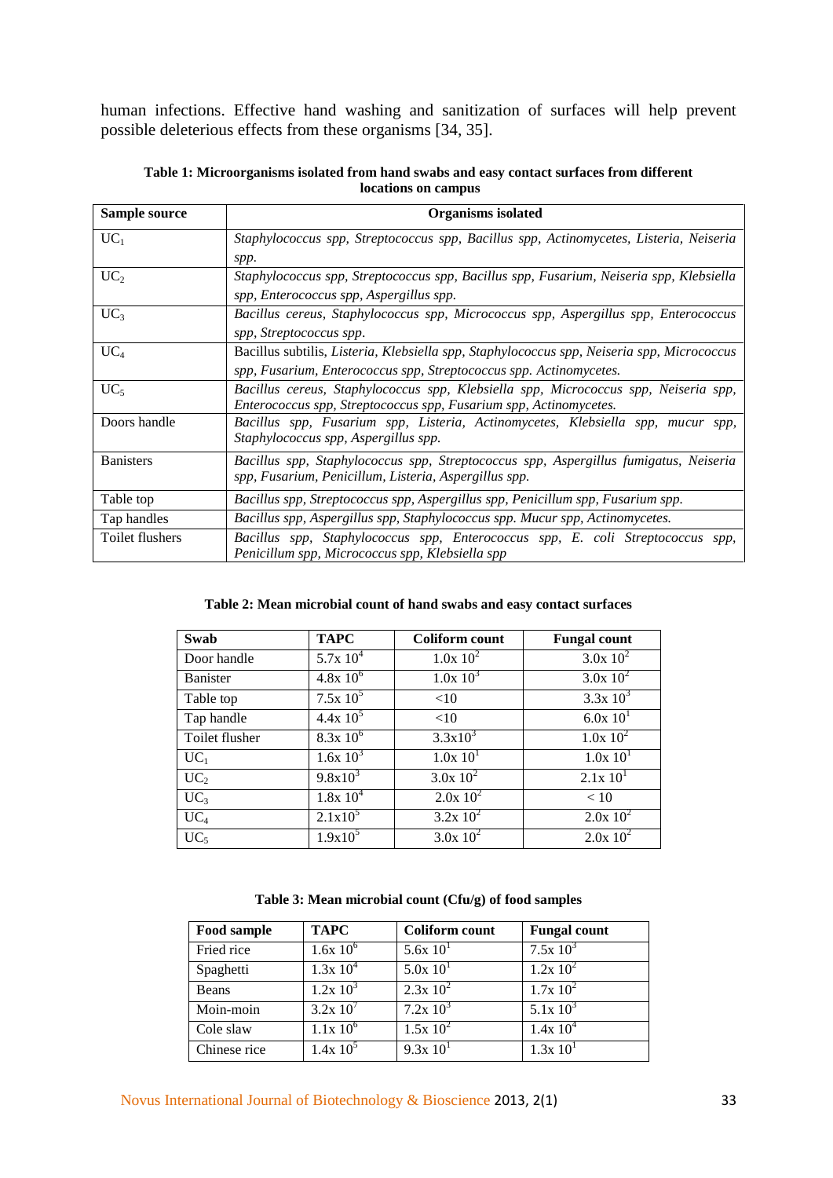human infections. Effective hand washing and sanitization of surfaces will help prevent possible deleterious effects from these organisms [34, 35].

**Table 1: Microorganisms isolated from hand swabs and easy contact surfaces from different locations on campus**

| Sample source | Organisms isolated |
| --- | --- |
| $UC_1$ | *Staphylococcus spp, Streptococcus spp, Bacillus spp, Actinomycetes, Listeria, Neiseria spp.* |
| $UC_2$ | *Staphylococcus spp, Streptococcus spp, Bacillus spp, Fusarium, Neiseria spp, Klebsiella spp, Enterococcus spp, Aspergillus spp.* |
| $UC_3$ | *Bacillus cereus, Staphylococcus spp, Micrococcus spp, Aspergillus spp, Enterococcus spp, Streptococcus spp.* |
| $UC_4$ | Bacillus subtilis, *Listeria, Klebsiella spp, Staphylococcus spp, Neiseria spp, Micrococcus spp, Fusarium, Enterococcus spp, Streptococcus spp. Actinomycetes.* |
| $UC_5$ | *Bacillus cereus, Staphylococcus spp, Klebsiella spp, Micrococcus spp, Neiseria spp, Enterococcus spp, Streptococcus spp, Fusarium spp, Actinomycetes.* |
| Doors handle | *Bacillus spp, Fusarium spp, Listeria, Actinomycetes, Klebsiella spp, mucur spp, Staphylococcus spp, Aspergillus spp.* |
| Banisters | *Bacillus spp, Staphylococcus spp, Streptococcus spp, Aspergillus fumigatus, Neiseria spp, Fusarium, Penicillum, Listeria, Aspergillus spp.* |
| Table top | *Bacillus spp, Streptococcus spp, Aspergillus spp, Penicillum spp, Fusarium spp.* |
| Tap handles | *Bacillus spp, Aspergillus spp, Staphylococcus spp. Mucur spp, Actinomycetes.* |
| Toilet flushers | *Bacillus spp, Staphylococcus spp, Enterococcus spp, E. coli Streptococcus spp, Penicillum spp, Micrococcus spp, Klebsiella spp* |

**Table 2: Mean microbial count of hand swabs and easy contact surfaces**

| Swab | TAPC | Coliform count | Fungal count |
| --- | --- | --- | --- |
| Door handle | $5.7\text{x}\ 10^4$ | $1.0\text{x}\ 10^2$ | $3.0\text{x}\ 10^2$ |
| Banister | $4.8\text{x}\ 10^6$ | $1.0\text{x}\ 10^3$ | $3.0\text{x}\ 10^2$ |
| Table top | $7.5\text{x}\ 10^5$ | <10 | $3.3\text{x}\ 10^3$ |
| Tap handle | $4.4\text{x}\ 10^5$ | <10 | $6.0\text{x}\ 10^1$ |
| Toilet flusher | $8.3\text{x}\ 10^6$ | $3.3\text{x}10^3$ | $1.0\text{x}\ 10^2$ |
| $UC_1$ | $1.6\text{x}\ 10^3$ | $1.0\text{x}\ 10^1$ | $1.0\text{x}\ 10^1$ |
| $UC_2$ | $9.8\text{x}10^3$ | $3.0\text{x}\ 10^2$ | $2.1\text{x}\ 10^1$ |
| $UC_3$ | $1.8\text{x}\ 10^4$ | $2.0\text{x}\ 10^2$ | < 10 |
| $UC_4$ | $2.1\text{x}10^5$ | $3.2\text{x}\ 10^2$ | $2.0\text{x}\ 10^2$ |
| $UC_5$ | $1.9\text{x}10^5$ | $3.0\text{x}\ 10^2$ | $2.0\text{x}\ 10^2$ |

**Table 3: Mean microbial count (Cfu/g) of food samples**

| Food sample | TAPC | Coliform count | Fungal count |
| --- | --- | --- | --- |
| Fried rice | $1.6\text{x}\ 10^6$ | $5.6\text{x}\ 10^1$ | $7.5\text{x}\ 10^3$ |
| Spaghetti | $1.3\text{x}\ 10^4$ | $5.0\text{x}\ 10^1$ | $1.2\text{x}\ 10^2$ |
| Beans | $1.2\text{x}\ 10^3$ | $2.3\text{x}\ 10^2$ | $1.7\text{x}\ 10^2$ |
| Moin-moin | $3.2\text{x}\ 10^7$ | $7.2\text{x}\ 10^3$ | $5.1\text{x}\ 10^3$ |
| Cole slaw | $1.1\text{x}\ 10^6$ | $1.5\text{x}\ 10^2$ | $1.4\text{x}\ 10^4$ |
| Chinese rice | $1.4\text{x}\ 10^5$ | $9.3\text{x}\ 10^1$ | $1.3\text{x}\ 10^1$ |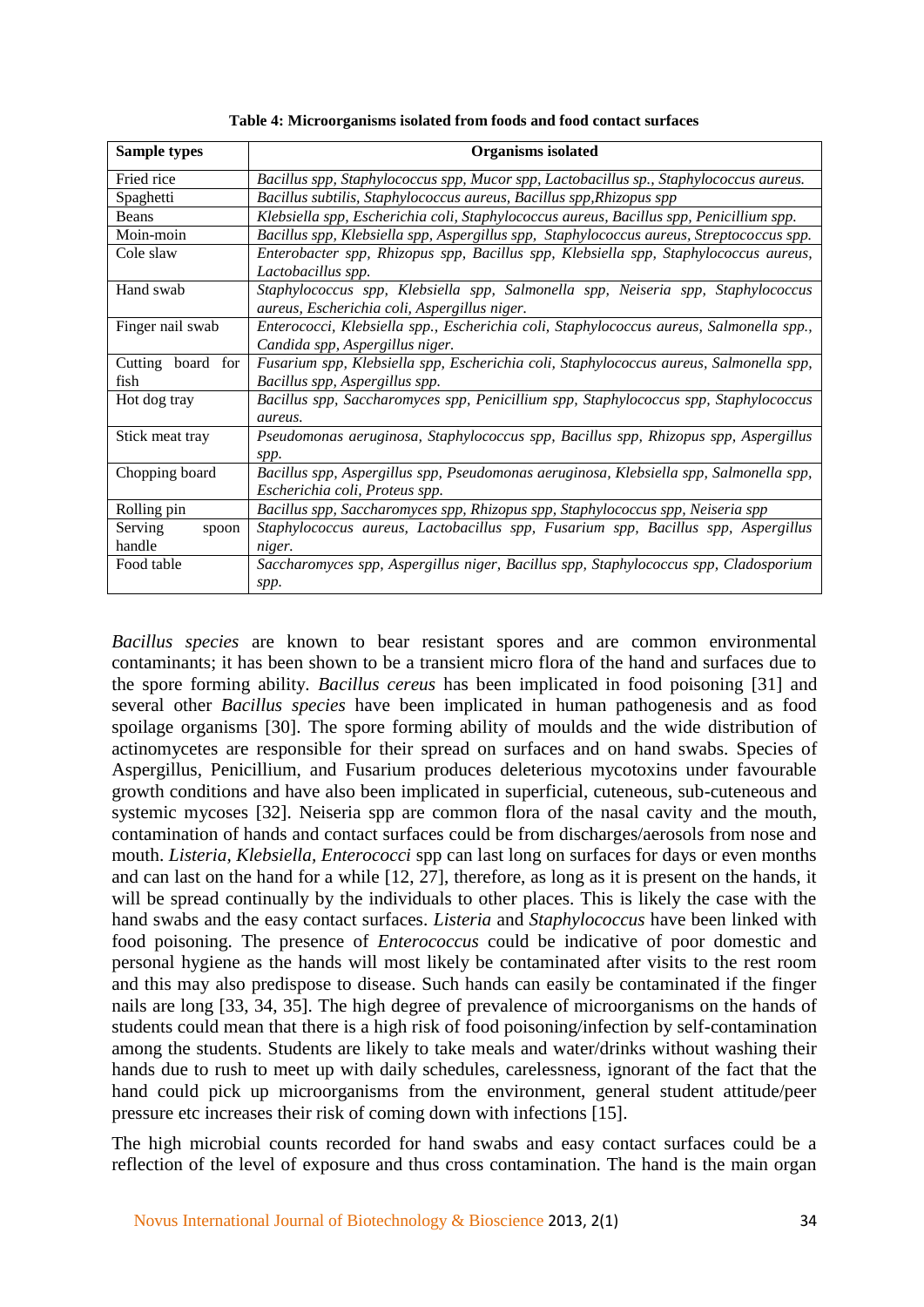**Table 4: Microorganisms isolated from foods and food contact surfaces**

| Sample types | Organisms isolated |
| --- | --- |
| Fried rice | *Bacillus spp, Staphylococcus spp, Mucor spp, Lactobacillus sp., Staphylococcus aureus.* |
| Spaghetti | *Bacillus subtilis, Staphylococcus aureus, Bacillus spp,Rhizopus spp* |
| Beans | *Klebsiella spp, Escherichia coli, Staphylococcus aureus, Bacillus spp, Penicillium spp.* |
| Moin-moin | *Bacillus spp, Klebsiella spp, Aspergillus spp, Staphylococcus aureus, Streptococcus spp.* |
| Cole slaw | *Enterobacter spp, Rhizopus spp, Bacillus spp, Klebsiella spp, Staphylococcus aureus, Lactobacillus spp.* |
| Hand swab | *Staphylococcus spp, Klebsiella spp, Salmonella spp, Neiseria spp, Staphylococcus aureus, Escherichia coli, Aspergillus niger.* |
| Finger nail swab | *Enterococci, Klebsiella spp., Escherichia coli, Staphylococcus aureus, Salmonella spp., Candida spp, Aspergillus niger.* |
| Cutting board for fish | *Fusarium spp, Klebsiella spp, Escherichia coli, Staphylococcus aureus, Salmonella spp, Bacillus spp, Aspergillus spp.* |
| Hot dog tray | *Bacillus spp, Saccharomyces spp, Penicillium spp, Staphylococcus spp, Staphylococcus aureus.* |
| Stick meat tray | *Pseudomonas aeruginosa, Staphylococcus spp, Bacillus spp, Rhizopus spp, Aspergillus spp.* |
| Chopping board | *Bacillus spp, Aspergillus spp, Pseudomonas aeruginosa, Klebsiella spp, Salmonella spp, Escherichia coli, Proteus spp.* |
| Rolling pin | *Bacillus spp, Saccharomyces spp, Rhizopus spp, Staphylococcus spp, Neiseria spp* |
| Serving spoon handle | *Staphylococcus aureus, Lactobacillus spp, Fusarium spp, Bacillus spp, Aspergillus niger.* |
| Food table | *Saccharomyces spp, Aspergillus niger, Bacillus spp, Staphylococcus spp, Cladosporium spp.* |

*Bacillus species* are known to bear resistant spores and are common environmental contaminants; it has been shown to be a transient micro flora of the hand and surfaces due to the spore forming ability. *Bacillus cereus* has been implicated in food poisoning [31] and several other *Bacillus species* have been implicated in human pathogenesis and as food spoilage organisms [30]. The spore forming ability of moulds and the wide distribution of actinomycetes are responsible for their spread on surfaces and on hand swabs. Species of Aspergillus, Penicillium, and Fusarium produces deleterious mycotoxins under favourable growth conditions and have also been implicated in superficial, cuteneous, sub-cuteneous and systemic mycoses [32]. Neiseria spp are common flora of the nasal cavity and the mouth, contamination of hands and contact surfaces could be from discharges/aerosols from nose and mouth. *Listeria, Klebsiella, Enterococci* spp can last long on surfaces for days or even months and can last on the hand for a while [12, 27], therefore, as long as it is present on the hands, it will be spread continually by the individuals to other places. This is likely the case with the hand swabs and the easy contact surfaces. *Listeria* and *Staphylococcus* have been linked with food poisoning. The presence of *Enterococcus* could be indicative of poor domestic and personal hygiene as the hands will most likely be contaminated after visits to the rest room and this may also predispose to disease. Such hands can easily be contaminated if the finger nails are long [33, 34, 35]. The high degree of prevalence of microorganisms on the hands of students could mean that there is a high risk of food poisoning/infection by self-contamination among the students. Students are likely to take meals and water/drinks without washing their hands due to rush to meet up with daily schedules, carelessness, ignorant of the fact that the hand could pick up microorganisms from the environment, general student attitude/peer pressure etc increases their risk of coming down with infections [15].

The high microbial counts recorded for hand swabs and easy contact surfaces could be a reflection of the level of exposure and thus cross contamination. The hand is the main organ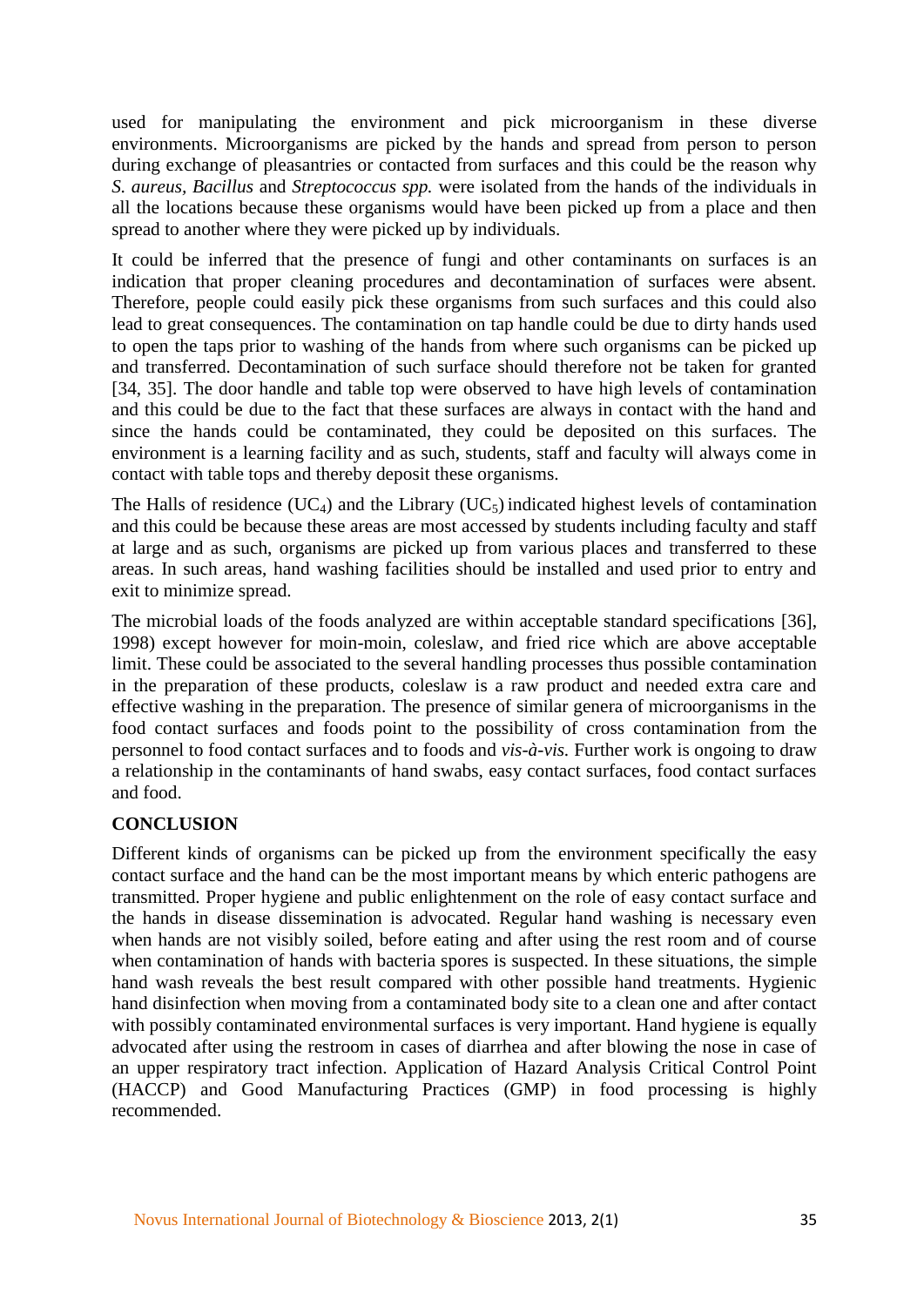used for manipulating the environment and pick microorganism in these diverse environments. Microorganisms are picked by the hands and spread from person to person during exchange of pleasantries or contacted from surfaces and this could be the reason why *S. aureus*, *Bacillus* and *Streptococcus spp.* were isolated from the hands of the individuals in all the locations because these organisms would have been picked up from a place and then spread to another where they were picked up by individuals.

It could be inferred that the presence of fungi and other contaminants on surfaces is an indication that proper cleaning procedures and decontamination of surfaces were absent. Therefore, people could easily pick these organisms from such surfaces and this could also lead to great consequences. The contamination on tap handle could be due to dirty hands used to open the taps prior to washing of the hands from where such organisms can be picked up and transferred. Decontamination of such surface should therefore not be taken for granted [34, 35]. The door handle and table top were observed to have high levels of contamination and this could be due to the fact that these surfaces are always in contact with the hand and since the hands could be contaminated, they could be deposited on this surfaces. The environment is a learning facility and as such, students, staff and faculty will always come in contact with table tops and thereby deposit these organisms.

The Halls of residence ($UC_4$) and the Library ($UC_5$) indicated highest levels of contamination and this could be because these areas are most accessed by students including faculty and staff at large and as such, organisms are picked up from various places and transferred to these areas. In such areas, hand washing facilities should be installed and used prior to entry and exit to minimize spread.

The microbial loads of the foods analyzed are within acceptable standard specifications [36], 1998) except however for moin-moin, coleslaw, and fried rice which are above acceptable limit. These could be associated to the several handling processes thus possible contamination in the preparation of these products, coleslaw is a raw product and needed extra care and effective washing in the preparation. The presence of similar genera of microorganisms in the food contact surfaces and foods point to the possibility of cross contamination from the personnel to food contact surfaces and to foods and *vis-à-vis*. Further work is ongoing to draw a relationship in the contaminants of hand swabs, easy contact surfaces, food contact surfaces and food.

## CONCLUSION

Different kinds of organisms can be picked up from the environment specifically the easy contact surface and the hand can be the most important means by which enteric pathogens are transmitted. Proper hygiene and public enlightenment on the role of easy contact surface and the hands in disease dissemination is advocated. Regular hand washing is necessary even when hands are not visibly soiled, before eating and after using the rest room and of course when contamination of hands with bacteria spores is suspected. In these situations, the simple hand wash reveals the best result compared with other possible hand treatments. Hygienic hand disinfection when moving from a contaminated body site to a clean one and after contact with possibly contaminated environmental surfaces is very important. Hand hygiene is equally advocated after using the restroom in cases of diarrhea and after blowing the nose in case of an upper respiratory tract infection. Application of Hazard Analysis Critical Control Point (HACCP) and Good Manufacturing Practices (GMP) in food processing is highly recommended.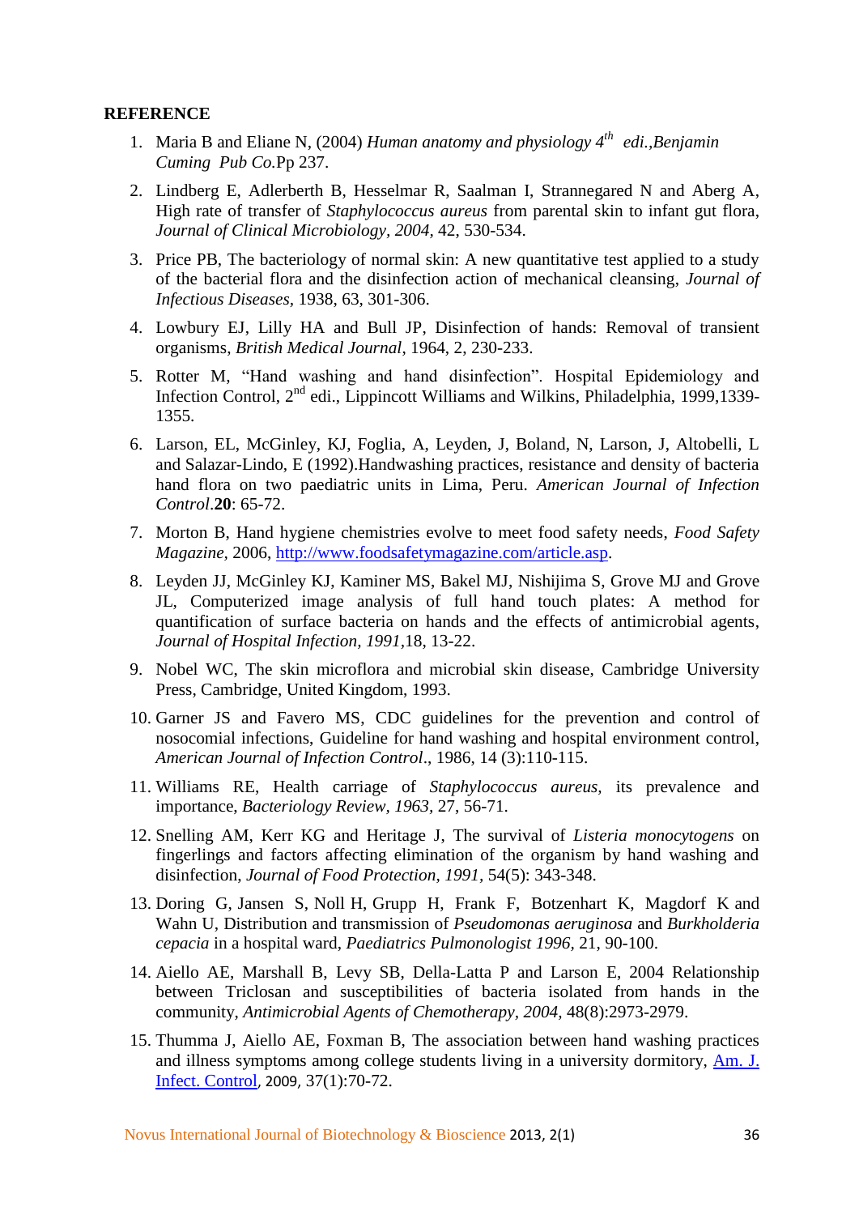**REFERENCE**

1. Maria B and Eliane N, (2004) *Human anatomy and physiology 4th edi.,Benjamin Cuming Pub Co.*Pp 237.
2. Lindberg E, Adlerberth B, Hesselmar R, Saalman I, Strannegared N and Aberg A, High rate of transfer of *Staphylococcus aureus* from parental skin to infant gut flora, *Journal of Clinical Microbiology, 2004*, 42, 530-534.
3. Price PB, The bacteriology of normal skin: A new quantitative test applied to a study of the bacterial flora and the disinfection action of mechanical cleansing, *Journal of Infectious Diseases*, 1938, 63, 301-306.
4. Lowbury EJ, Lilly HA and Bull JP, Disinfection of hands: Removal of transient organisms, *British Medical Journal*, 1964, 2, 230-233.
5. Rotter M, "Hand washing and hand disinfection". Hospital Epidemiology and Infection Control, 2nd edi., Lippincott Williams and Wilkins, Philadelphia, 1999,1339-1355.
6. Larson, EL, McGinley, KJ, Foglia, A, Leyden, J, Boland, N, Larson, J, Altobelli, L and Salazar-Lindo, E (1992).Handwashing practices, resistance and density of bacteria hand flora on two paediatric units in Lima, Peru. *American Journal of Infection Control*.**20**: 65-72.
7. Morton B, Hand hygiene chemistries evolve to meet food safety needs, *Food Safety Magazine*, 2006, http://www.foodsafetymagazine.com/article.asp.
8. Leyden JJ, McGinley KJ, Kaminer MS, Bakel MJ, Nishijima S, Grove MJ and Grove JL, Computerized image analysis of full hand touch plates: A method for quantification of surface bacteria on hands and the effects of antimicrobial agents, *Journal of Hospital Infection, 1991*,18, 13-22.
9. Nobel WC, The skin microflora and microbial skin disease, Cambridge University Press, Cambridge, United Kingdom, 1993.
10. Garner JS and Favero MS, CDC guidelines for the prevention and control of nosocomial infections, Guideline for hand washing and hospital environment control, *American Journal of Infection Control*., 1986, 14 (3):110-115.
11. Williams RE, Health carriage of *Staphylococcus aureus*, its prevalence and importance, *Bacteriology Review, 1963*, 27, 56-71.
12. Snelling AM, Kerr KG and Heritage J, The survival of *Listeria monocytogens* on fingerlings and factors affecting elimination of the organism by hand washing and disinfection, *Journal of Food Protection, 1991*, 54(5): 343-348.
13. Doring G, Jansen S, Noll H, Grupp H, Frank F, Botzenhart K, Magdorf K and Wahn U, Distribution and transmission of *Pseudomonas aeruginosa* and *Burkholderia cepacia* in a hospital ward, *Paediatrics Pulmonologist 1996*, 21, 90-100.
14. Aiello AE, Marshall B, Levy SB, Della-Latta P and Larson E, 2004 Relationship between Triclosan and susceptibilities of bacteria isolated from hands in the community, *Antimicrobial Agents of Chemotherapy, 2004*, 48(8):2973-2979.
15. Thumma J, Aiello AE, Foxman B, The association between hand washing practices and illness symptoms among college students living in a university dormitory, Am. J. Infect. Control, 2009, 37(1):70-72.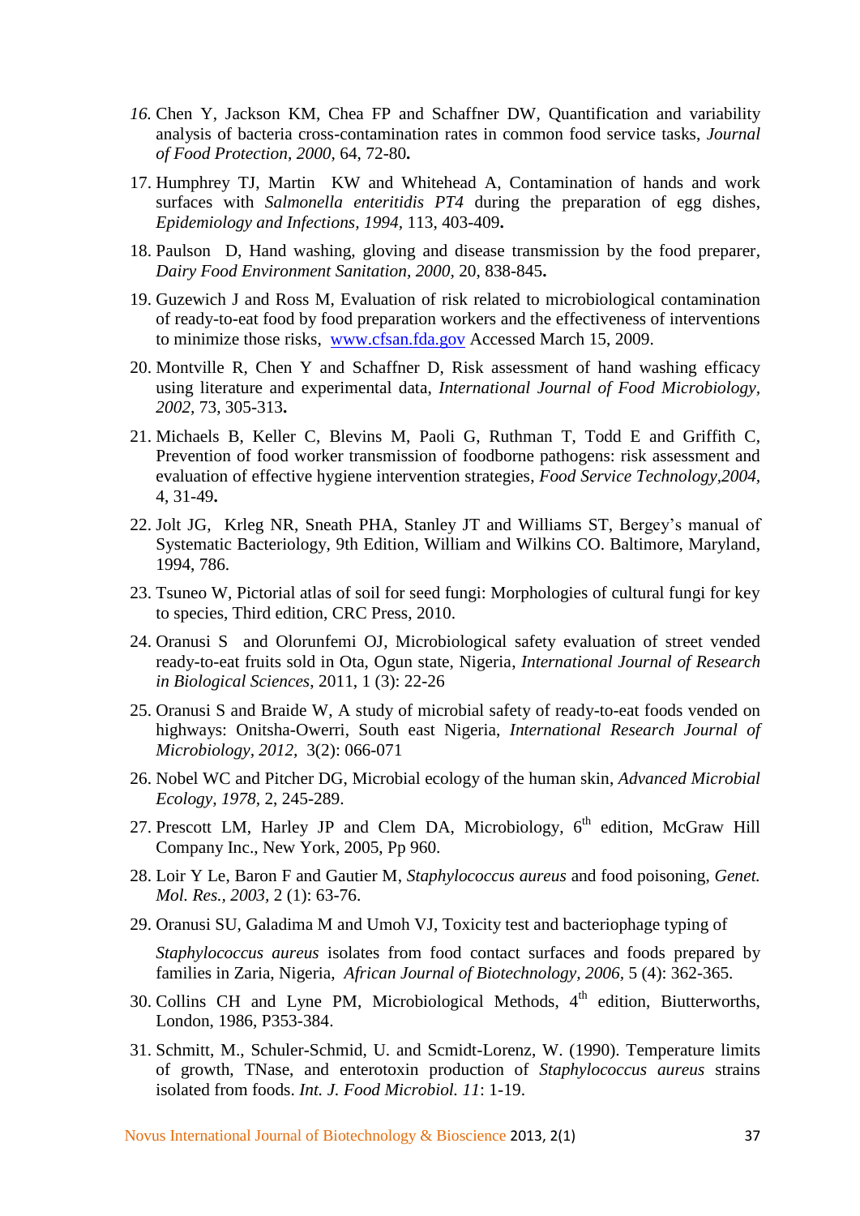16. Chen Y, Jackson KM, Chea FP and Schaffner DW, Quantification and variability analysis of bacteria cross-contamination rates in common food service tasks, *Journal of Food Protection, 2000,* 64, 72-80**.**

17. Humphrey TJ, Martin KW and Whitehead A, Contamination of hands and work surfaces with *Salmonella enteritidis PT4* during the preparation of egg dishes, *Epidemiology and Infections, 1994,* 113, 403-409**.**

18. Paulson D, Hand washing, gloving and disease transmission by the food preparer, *Dairy Food Environment Sanitation, 2000,* 20, 838-845**.**

19. Guzewich J and Ross M, Evaluation of risk related to microbiological contamination of ready-to-eat food by food preparation workers and the effectiveness of interventions to minimize those risks, www.cfsan.fda.gov Accessed March 15, 2009.

20. Montville R, Chen Y and Schaffner D, Risk assessment of hand washing efficacy using literature and experimental data, *International Journal of Food Microbiology, 2002,* 73, 305-313**.**

21. Michaels B, Keller C, Blevins M, Paoli G, Ruthman T, Todd E and Griffith C, Prevention of food worker transmission of foodborne pathogens: risk assessment and evaluation of effective hygiene intervention strategies, *Food Service Technology,2004,* 4, 31-49**.**

22. Jolt JG, Krleg NR, Sneath PHA, Stanley JT and Williams ST, Bergey's manual of Systematic Bacteriology, 9th Edition, William and Wilkins CO. Baltimore, Maryland, 1994, 786.

23. Tsuneo W, Pictorial atlas of soil for seed fungi: Morphologies of cultural fungi for key to species, Third edition, CRC Press, 2010.

24. Oranusi S and Olorunfemi OJ, Microbiological safety evaluation of street vended ready-to-eat fruits sold in Ota, Ogun state, Nigeria, *International Journal of Research in Biological Sciences*, 2011, 1 (3): 22-26

25. Oranusi S and Braide W, A study of microbial safety of ready-to-eat foods vended on highways: Onitsha-Owerri, South east Nigeria, *International Research Journal of Microbiology, 2012,* 3(2): 066-071

26. Nobel WC and Pitcher DG, Microbial ecology of the human skin, *Advanced Microbial Ecology, 1978,* 2, 245-289.

27. Prescott LM, Harley JP and Clem DA, Microbiology, 6th edition, McGraw Hill Company Inc., New York, 2005, Pp 960.

28. Loir Y Le, Baron F and Gautier M, *Staphylococcus aureus* and food poisoning, *Genet. Mol. Res., 2003,* 2 (1): 63-76.

29. Oranusi SU, Galadima M and Umoh VJ, Toxicity test and bacteriophage typing of *Staphylococcus aureus* isolates from food contact surfaces and foods prepared by families in Zaria, Nigeria, *African Journal of Biotechnology, 2006,* 5 (4): 362-365.

30. Collins CH and Lyne PM, Microbiological Methods, 4th edition, Biutterworths, London, 1986, P353-384.

31. Schmitt, M., Schuler-Schmid, U. and Scmidt-Lorenz, W. (1990). Temperature limits of growth, TNase, and enterotoxin production of *Staphylococcus aureus* strains isolated from foods. *Int. J. Food Microbiol. 11*: 1-19.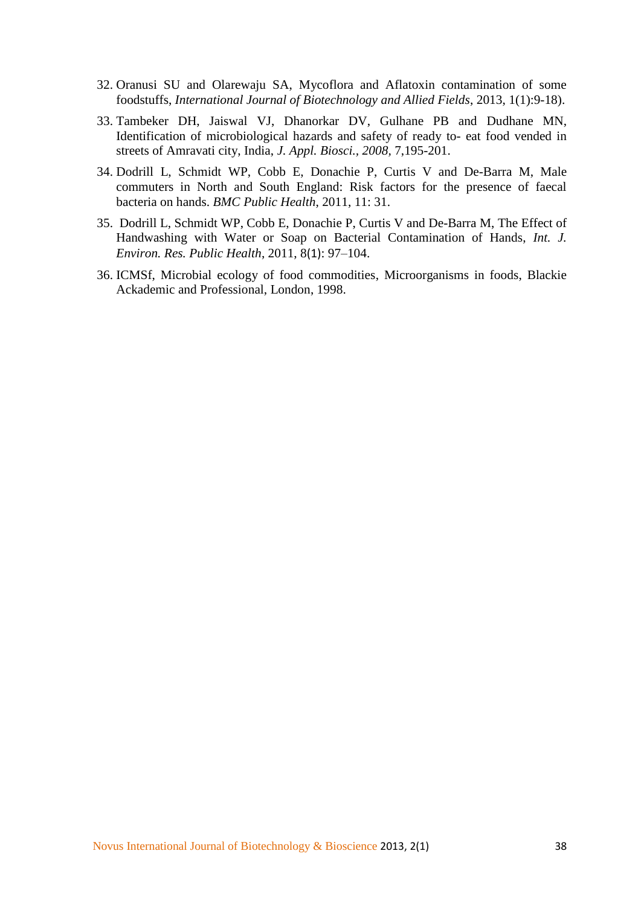32. Oranusi SU and Olarewaju SA, Mycoflora and Aflatoxin contamination of some foodstuffs, *International Journal of Biotechnology and Allied Fields*, 2013, 1(1):9-18).
33. Tambeker DH, Jaiswal VJ, Dhanorkar DV, Gulhane PB and Dudhane MN, Identification of microbiological hazards and safety of ready to- eat food vended in streets of Amravati city, India, *J. Appl. Biosci., 2008*, 7,195-201.
34. Dodrill L, Schmidt WP, Cobb E, Donachie P, Curtis V and De-Barra M, Male commuters in North and South England: Risk factors for the presence of faecal bacteria on hands. *BMC Public Health*, 2011, 11: 31.
35. Dodrill L, Schmidt WP, Cobb E, Donachie P, Curtis V and De-Barra M, The Effect of Handwashing with Water or Soap on Bacterial Contamination of Hands, *Int. J. Environ. Res. Public Health*, 2011, 8(1): 97–104.
36. ICMSf, Microbial ecology of food commodities, Microorganisms in foods, Blackie Ackademic and Professional, London, 1998.